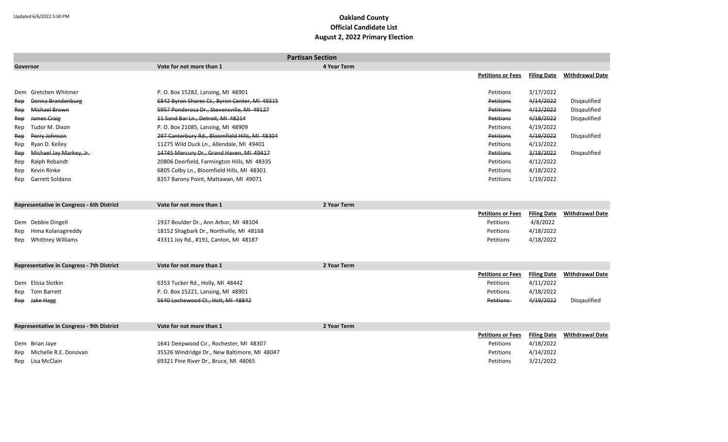Updated 6/6/2022 5:50 PM

# Oakland County
## Official Candidate List
## August 2, 2022 Primary Election

### Partisan Section

**Governor** — Vote for not more than 1 — 4 Year Term

| Party | Candidate | Address | Petitions or Fees | Filing Date | Withdrawal Date |
|---|---|---|---|---|---|
| Dem | Gretchen Whitmer | P. O. Box 15282, Lansing, MI 48901 | Petitions | 3/17/2022 | |
| ~~Rep~~ | ~~Donna Brandenburg~~ | ~~6842 Byron Shores Ct., Byron Center, MI 49315~~ | ~~Petitions~~ | ~~4/14/2022~~ | Disqualified |
| ~~Rep~~ | ~~Michael Brown~~ | ~~5957 Ponderosa Dr., Stevensville, MI 49127~~ | ~~Petitions~~ | ~~4/12/2022~~ | Disqualified |
| ~~Rep~~ | ~~James Craig~~ | ~~11 Sand Bar Ln., Detroit, MI 48214~~ | ~~Petitions~~ | ~~4/18/2022~~ | Disqualified |
| Rep | Tudor M. Dixon | P. O. Box 21085, Lansing, MI 48909 | Petitions | 4/19/2022 | |
| ~~Rep~~ | ~~Perry Johnson~~ | ~~297 Canterbury Rd., Bloomfield Hills, MI 48304~~ | ~~Petitions~~ | ~~4/19/2022~~ | Disqualified |
| Rep | Ryan D. Kelley | 11275 Wild Duck Ln., Allendale, MI 49401 | Petitions | 4/13/2022 | |
| ~~Rep~~ | ~~Michael Jay Markey, Jr.~~ | ~~14745 Mercury Dr., Grand Haven, MI 49417~~ | ~~Petitions~~ | ~~3/18/2022~~ | Disqualified |
| Rep | Ralph Rebandt | 20806 Deerfield, Farmington Hills, MI 48335 | Petitions | 4/12/2022 | |
| Rep | Kevin Rinke | 6805 Colby Ln., Bloomfield Hills, MI 48301 | Petitions | 4/18/2022 | |
| Rep | Garrett Soldano | 8357 Barony Point, Mattawan, MI 49071 | Petitions | 1/19/2022 | |

**Representative in Congress - 6th District** — Vote for not more than 1 — 2 Year Term

| Party | Candidate | Address | Petitions or Fees | Filing Date | Withdrawal Date |
|---|---|---|---|---|---|
| Dem | Debbie Dingell | 1937 Boulder Dr., Ann Arbor, MI 48104 | Petitions | 4/8/2022 | |
| Rep | Hima Kolanagireddy | 18152 Shagbark Dr., Northville, MI 48168 | Petitions | 4/18/2022 | |
| Rep | Whittney Williams | 43311 Joy Rd., #191, Canton, MI 48187 | Petitions | 4/18/2022 | |

**Representative in Congress - 7th District** — Vote for not more than 1 — 2 Year Term

| Party | Candidate | Address | Petitions or Fees | Filing Date | Withdrawal Date |
|---|---|---|---|---|---|
| Dem | Elissa Slotkin | 6353 Tucker Rd., Holly, MI 48442 | Petitions | 4/11/2022 | |
| Rep | Tom Barrett | P. O. Box 15221, Lansing, MI 48901 | Petitions | 4/18/2022 | |
| ~~Rep~~ | ~~Jake Hagg~~ | ~~5640 Lochewood Ct., Holt, MI 48842~~ | ~~Petitions~~ | ~~4/19/2022~~ | Disqualified |

**Representative in Congress - 9th District** — Vote for not more than 1 — 2 Year Term

| Party | Candidate | Address | Petitions or Fees | Filing Date | Withdrawal Date |
|---|---|---|---|---|---|
| Dem | Brian Jaye | 1641 Deepwood Cir., Rochester, MI 48307 | Petitions | 4/18/2022 | |
| Rep | Michelle R.E. Donovan | 35526 Windridge Dr., New Baltimore, MI 48047 | Petitions | 4/14/2022 | |
| Rep | Lisa McClain | 69321 Pine River Dr., Bruce, MI 48065 | Petitions | 3/21/2022 | |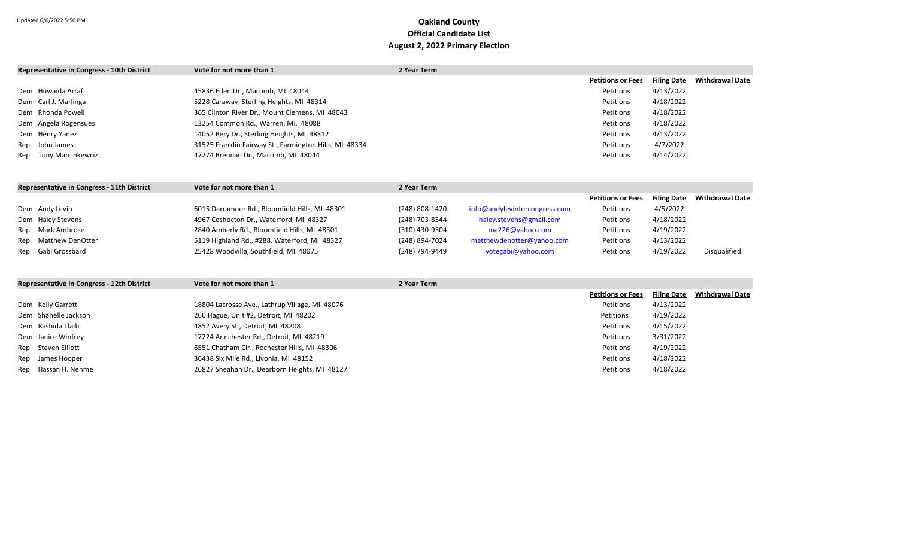Updated 6/6/2022 5:50 PM

# Oakland County
## Official Candidate List
## August 2, 2022 Primary Election

| Representative in Congress - 10th District | Vote for not more than 1 | 2 Year Term | | | | |
|---|---|---|---|---|---|---|
| | | | | **Petitions or Fees** | **Filing Date** | **Withdrawal Date** |
| Dem Huwaida Arraf | 45836 Eden Dr., Macomb, MI 48044 | | | Petitions | 4/13/2022 | |
| Dem Carl J. Marlinga | 5228 Caraway, Sterling Heights, MI 48314 | | | Petitions | 4/18/2022 | |
| Dem Rhonda Powell | 365 Clinton River Dr., Mount Clemens, MI 48043 | | | Petitions | 4/18/2022 | |
| Dem Angela Rogensues | 13254 Common Rd., Warren, MI, 48088 | | | Petitions | 4/18/2022 | |
| Dem Henry Yanez | 14052 Bery Dr., Sterling Heights, MI 48312 | | | Petitions | 4/13/2022 | |
| Rep John James | 31525 Franklin Fairway St., Farmington Hills, MI 48334 | | | Petitions | 4/7/2022 | |
| Rep Tony Marcinkewciz | 47274 Brennan Dr., Macomb, MI 48044 | | | Petitions | 4/14/2022 | |

| Representative in Congress - 11th District | Vote for not more than 1 | 2 Year Term | | | | |
|---|---|---|---|---|---|---|
| | | | | **Petitions or Fees** | **Filing Date** | **Withdrawal Date** |
| Dem Andy Levin | 6015 Darramoor Rd., Bloomfield Hills, MI 48301 | (248) 808-1420 | info@andylevinforcongress.com | Petitions | 4/5/2022 | |
| Dem Haley Stevens | 4967 Coshocton Dr., Waterford, MI 48327 | (248) 703-8544 | haley.stevens@gmail.com | Petitions | 4/18/2022 | |
| Rep Mark Ambrose | 2840 Amberly Rd., Bloomfield Hills, MI 48301 | (310) 430-9304 | ma226@yahoo.com | Petitions | 4/19/2022 | |
| Rep Matthew DenOtter | 5119 Highland Rd., #288, Waterford, MI 48327 | (248) 894-7024 | matthewdenotter@yahoo.com | Petitions | 4/13/2022 | |
| ~~Rep Gabi Grossbard~~ | ~~25428 Woodvilla, Southfield, MI 48075~~ | ~~(248) 794-9449~~ | ~~votegabi@yahoo.com~~ | ~~Petitions~~ | ~~4/19/2022~~ | Disqualified |

| Representative in Congress - 12th District | Vote for not more than 1 | 2 Year Term | | | | |
|---|---|---|---|---|---|---|
| | | | | **Petitions or Fees** | **Filing Date** | **Withdrawal Date** |
| Dem Kelly Garrett | 18804 Lacrosse Ave., Lathrup Village, MI 48076 | | | Petitions | 4/13/2022 | |
| Dem Shanelle Jackson | 260 Hague, Unit #2, Detroit, MI 48202 | | | Petitions | 4/19/2022 | |
| Dem Rashida Tlaib | 4852 Avery St., Detroit, MI 48208 | | | Petitions | 4/15/2022 | |
| Dem Janice Winfrey | 17224 Annchester Rd., Detroit, MI 48219 | | | Petitions | 3/31/2022 | |
| Rep Steven Elliott | 6551 Chatham Cir., Rochester Hills, MI 48306 | | | Petitions | 4/19/2022 | |
| Rep James Hooper | 36438 Six Mile Rd., Livonia, MI 48152 | | | Petitions | 4/18/2022 | |
| Rep Hassan H. Nehme | 26827 Sheahan Dr., Dearborn Heights, MI 48127 | | | Petitions | 4/18/2022 | |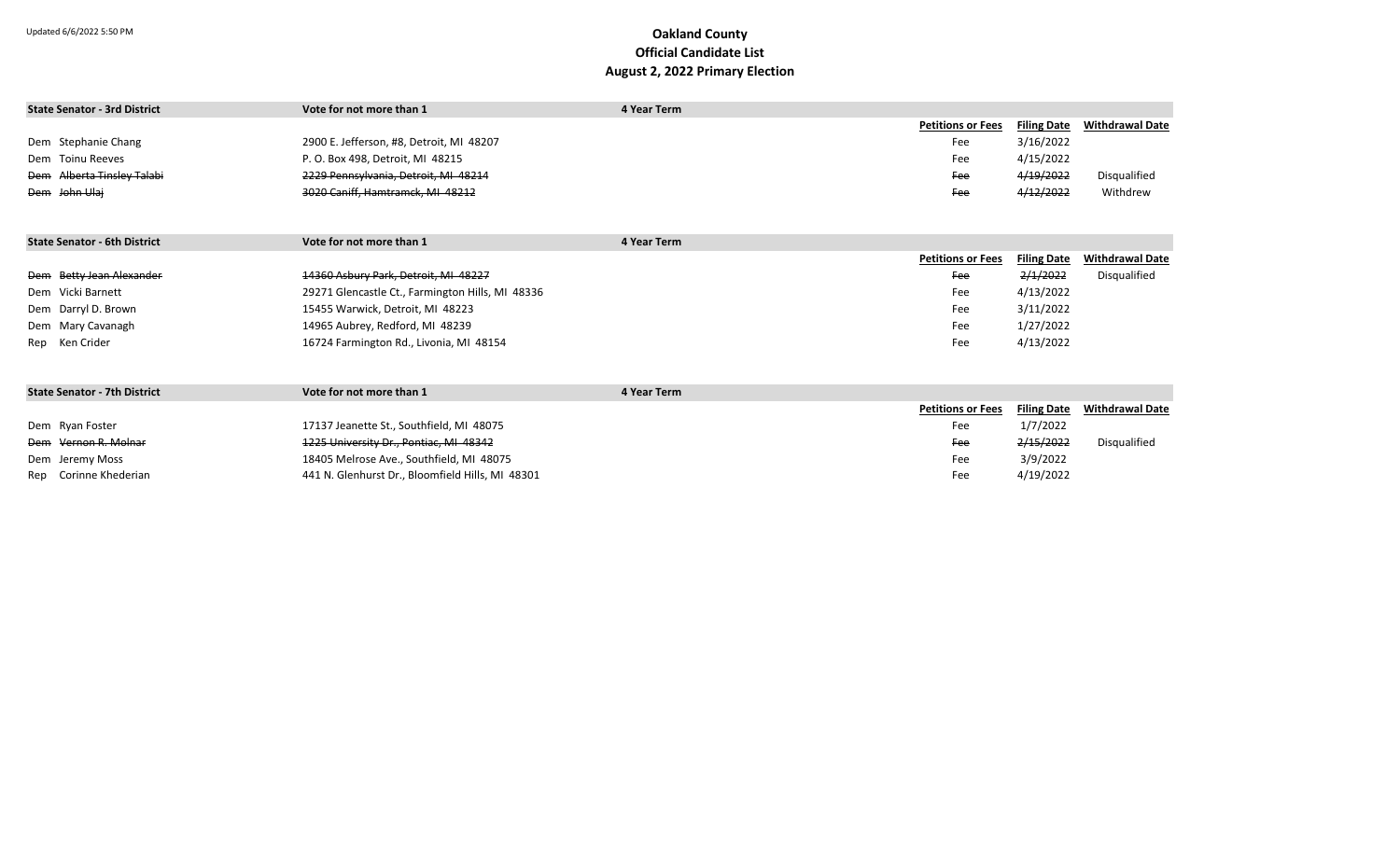Updated 6/6/2022 5:50 PM

# Oakland County
## Official Candidate List
## August 2, 2022 Primary Election

| State Senator - 3rd District | Vote for not more than 1 | 4 Year Term | Petitions or Fees | Filing Date | Withdrawal Date |
|---|---|---|---|---|---|
| Dem Stephanie Chang | 2900 E. Jefferson, #8, Detroit, MI 48207 | | Fee | 3/16/2022 | |
| Dem Toinu Reeves | P. O. Box 498, Detroit, MI 48215 | | Fee | 4/15/2022 | |
| ~~Dem Alberta Tinsley Talabi~~ | ~~2229 Pennsylvania, Detroit, MI 48214~~ | | ~~Fee~~ | ~~4/19/2022~~ | Disqualified |
| ~~Dem John Ulaj~~ | ~~3020 Caniff, Hamtramck, MI 48212~~ | | ~~Fee~~ | ~~4/12/2022~~ | Withdrew |

| State Senator - 6th District | Vote for not more than 1 | 4 Year Term | Petitions or Fees | Filing Date | Withdrawal Date |
|---|---|---|---|---|---|
| ~~Dem Betty Jean Alexander~~ | ~~14360 Asbury Park, Detroit, MI 48227~~ | | ~~Fee~~ | ~~2/1/2022~~ | Disqualified |
| Dem Vicki Barnett | 29271 Glencastle Ct., Farmington Hills, MI 48336 | | Fee | 4/13/2022 | |
| Dem Darryl D. Brown | 15455 Warwick, Detroit, MI 48223 | | Fee | 3/11/2022 | |
| Dem Mary Cavanagh | 14965 Aubrey, Redford, MI 48239 | | Fee | 1/27/2022 | |
| Rep Ken Crider | 16724 Farmington Rd., Livonia, MI 48154 | | Fee | 4/13/2022 | |

| State Senator - 7th District | Vote for not more than 1 | 4 Year Term | Petitions or Fees | Filing Date | Withdrawal Date |
|---|---|---|---|---|---|
| Dem Ryan Foster | 17137 Jeanette St., Southfield, MI 48075 | | Fee | 1/7/2022 | |
| ~~Dem Vernon R. Molnar~~ | ~~1225 University Dr., Pontiac, MI 48342~~ | | ~~Fee~~ | ~~2/15/2022~~ | Disqualified |
| Dem Jeremy Moss | 18405 Melrose Ave., Southfield, MI 48075 | | Fee | 3/9/2022 | |
| Rep Corinne Khederian | 441 N. Glenhurst Dr., Bloomfield Hills, MI 48301 | | Fee | 4/19/2022 | |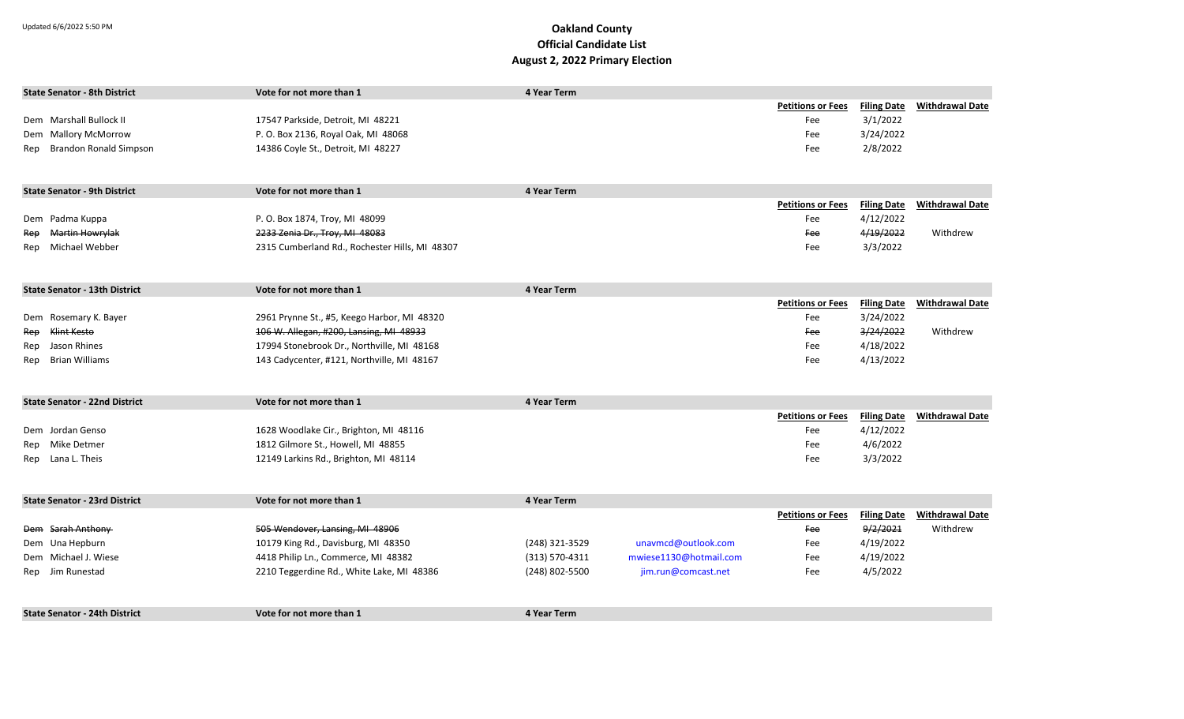Updated 6/6/2022 5:50 PM

# Oakland County
## Official Candidate List
## August 2, 2022 Primary Election

| State Senator - 8th District | Vote for not more than 1 | 4 Year Term | | | | | |
|---|---|---|---|---|---|---|---|
| | | | | | Petitions or Fees | Filing Date | Withdrawal Date |
| Dem Marshall Bullock II | 17547 Parkside, Detroit, MI 48221 | | | | Fee | 3/1/2022 | |
| Dem Mallory McMorrow | P. O. Box 2136, Royal Oak, MI 48068 | | | | Fee | 3/24/2022 | |
| Rep Brandon Ronald Simpson | 14386 Coyle St., Detroit, MI 48227 | | | | Fee | 2/8/2022 | |

| State Senator - 9th District | Vote for not more than 1 | 4 Year Term | | | | | |
|---|---|---|---|---|---|---|---|
| | | | | | Petitions or Fees | Filing Date | Withdrawal Date |
| Dem Padma Kuppa | P. O. Box 1874, Troy, MI 48099 | | | | Fee | 4/12/2022 | |
| ~~Rep Martin Howrylak~~ | ~~2233 Zenia Dr., Troy, MI 48083~~ | | | | ~~Fee~~ | ~~4/19/2022~~ | Withdrew |
| Rep Michael Webber | 2315 Cumberland Rd., Rochester Hills, MI 48307 | | | | Fee | 3/3/2022 | |

| State Senator - 13th District | Vote for not more than 1 | 4 Year Term | | | | | |
|---|---|---|---|---|---|---|---|
| | | | | | Petitions or Fees | Filing Date | Withdrawal Date |
| Dem Rosemary K. Bayer | 2961 Prynne St., #5, Keego Harbor, MI 48320 | | | | Fee | 3/24/2022 | |
| ~~Rep Klint Kesto~~ | ~~106 W. Allegan, #200, Lansing, MI 48933~~ | | | | ~~Fee~~ | ~~3/24/2022~~ | Withdrew |
| Rep Jason Rhines | 17994 Stonebrook Dr., Northville, MI 48168 | | | | Fee | 4/18/2022 | |
| Rep Brian Williams | 143 Cadycenter, #121, Northville, MI 48167 | | | | Fee | 4/13/2022 | |

| State Senator - 22nd District | Vote for not more than 1 | 4 Year Term | | | | | |
|---|---|---|---|---|---|---|---|
| | | | | | Petitions or Fees | Filing Date | Withdrawal Date |
| Dem Jordan Genso | 1628 Woodlake Cir., Brighton, MI 48116 | | | | Fee | 4/12/2022 | |
| Rep Mike Detmer | 1812 Gilmore St., Howell, MI 48855 | | | | Fee | 4/6/2022 | |
| Rep Lana L. Theis | 12149 Larkins Rd., Brighton, MI 48114 | | | | Fee | 3/3/2022 | |

| State Senator - 23rd District | Vote for not more than 1 | 4 Year Term | | | | | |
|---|---|---|---|---|---|---|---|
| | | | | | Petitions or Fees | Filing Date | Withdrawal Date |
| ~~Dem Sarah Anthony~~ | ~~505 Wendover, Lansing, MI 48906~~ | | | | ~~Fee~~ | ~~9/2/2021~~ | Withdrew |
| Dem Una Hepburn | 10179 King Rd., Davisburg, MI 48350 | (248) 321-3529 | unavmcd@outlook.com | | Fee | 4/19/2022 | |
| Dem Michael J. Wiese | 4418 Philip Ln., Commerce, MI 48382 | (313) 570-4311 | mwiese1130@hotmail.com | | Fee | 4/19/2022 | |
| Rep Jim Runestad | 2210 Teggerdine Rd., White Lake, MI 48386 | (248) 802-5500 | jim.run@comcast.net | | Fee | 4/5/2022 | |

| State Senator - 24th District | Vote for not more than 1 | 4 Year Term |
|---|---|---|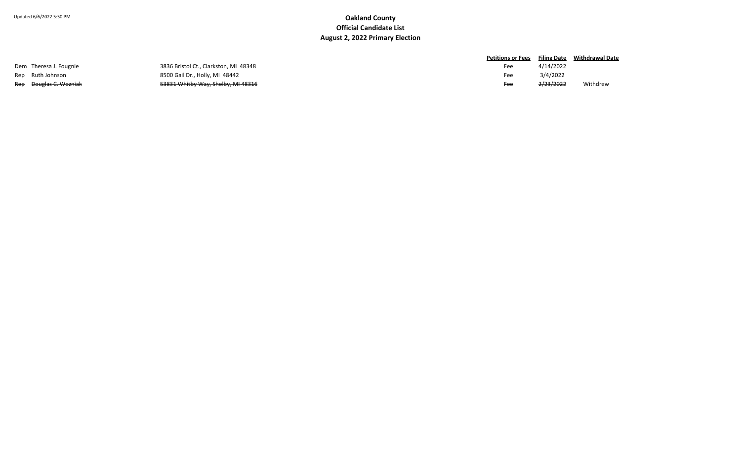Updated 6/6/2022 5:50 PM

**Oakland County**
**Official Candidate List**
**August 2, 2022 Primary Election**

| | | | Petitions or Fees | Filing Date | Withdrawal Date |
|---|---|---|---|---|---|
| Dem | Theresa J. Fougnie | 3836 Bristol Ct., Clarkston, MI 48348 | Fee | 4/14/2022 | |
| Rep | Ruth Johnson | 8500 Gail Dr., Holly, MI 48442 | Fee | 3/4/2022 | |
| ~~Rep~~ | ~~Douglas C. Wozniak~~ | ~~53831 Whitby Way, Shelby, MI 48316~~ | ~~Fee~~ | ~~2/23/2022~~ | Withdrew |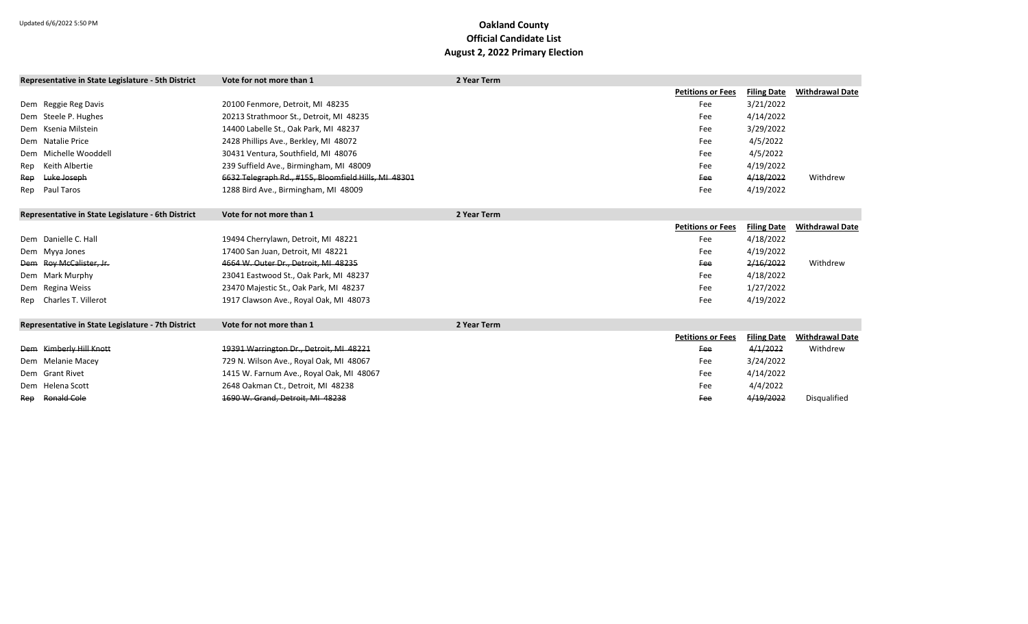Updated 6/6/2022 5:50 PM

# Oakland County
## Official Candidate List
## August 2, 2022 Primary Election

| Representative in State Legislature - 5th District | Vote for not more than 1 | 2 Year Term | | | |
|---|---|---|---|---|---|
| | | | **Petitions or Fees** | **Filing Date** | **Withdrawal Date** |
| Dem Reggie Reg Davis | 20100 Fenmore, Detroit, MI 48235 | | Fee | 3/21/2022 | |
| Dem Steele P. Hughes | 20213 Strathmoor St., Detroit, MI 48235 | | Fee | 4/14/2022 | |
| Dem Ksenia Milstein | 14400 Labelle St., Oak Park, MI 48237 | | Fee | 3/29/2022 | |
| Dem Natalie Price | 2428 Phillips Ave., Berkley, MI 48072 | | Fee | 4/5/2022 | |
| Dem Michelle Wooddell | 30431 Ventura, Southfield, MI 48076 | | Fee | 4/5/2022 | |
| Rep Keith Albertie | 239 Suffield Ave., Birmingham, MI 48009 | | Fee | 4/19/2022 | |
| ~~Rep Luke Joseph~~ | ~~6632 Telegraph Rd., #155, Bloomfield Hills, MI 48301~~ | | ~~Fee~~ | ~~4/18/2022~~ | Withdrew |
| Rep Paul Taros | 1288 Bird Ave., Birmingham, MI 48009 | | Fee | 4/19/2022 | |

| Representative in State Legislature - 6th District | Vote for not more than 1 | 2 Year Term | | | |
|---|---|---|---|---|---|
| | | | **Petitions or Fees** | **Filing Date** | **Withdrawal Date** |
| Dem Danielle C. Hall | 19494 Cherrylawn, Detroit, MI 48221 | | Fee | 4/18/2022 | |
| Dem Myya Jones | 17400 San Juan, Detroit, MI 48221 | | Fee | 4/19/2022 | |
| ~~Dem Roy McCalister, Jr.~~ | ~~4664 W. Outer Dr., Detroit, MI 48235~~ | | ~~Fee~~ | ~~2/16/2022~~ | Withdrew |
| Dem Mark Murphy | 23041 Eastwood St., Oak Park, MI 48237 | | Fee | 4/18/2022 | |
| Dem Regina Weiss | 23470 Majestic St., Oak Park, MI 48237 | | Fee | 1/27/2022 | |
| Rep Charles T. Villerot | 1917 Clawson Ave., Royal Oak, MI 48073 | | Fee | 4/19/2022 | |

| Representative in State Legislature - 7th District | Vote for not more than 1 | 2 Year Term | | | |
|---|---|---|---|---|---|
| | | | **Petitions or Fees** | **Filing Date** | **Withdrawal Date** |
| ~~Dem Kimberly Hill Knott~~ | ~~19391 Warrington Dr., Detroit, MI 48221~~ | | ~~Fee~~ | ~~4/1/2022~~ | Withdrew |
| Dem Melanie Macey | 729 N. Wilson Ave., Royal Oak, MI 48067 | | Fee | 3/24/2022 | |
| Dem Grant Rivet | 1415 W. Farnum Ave., Royal Oak, MI 48067 | | Fee | 4/14/2022 | |
| Dem Helena Scott | 2648 Oakman Ct., Detroit, MI 48238 | | Fee | 4/4/2022 | |
| ~~Rep Ronald Cole~~ | ~~1690 W. Grand, Detroit, MI 48238~~ | | ~~Fee~~ | ~~4/19/2022~~ | Disqualified |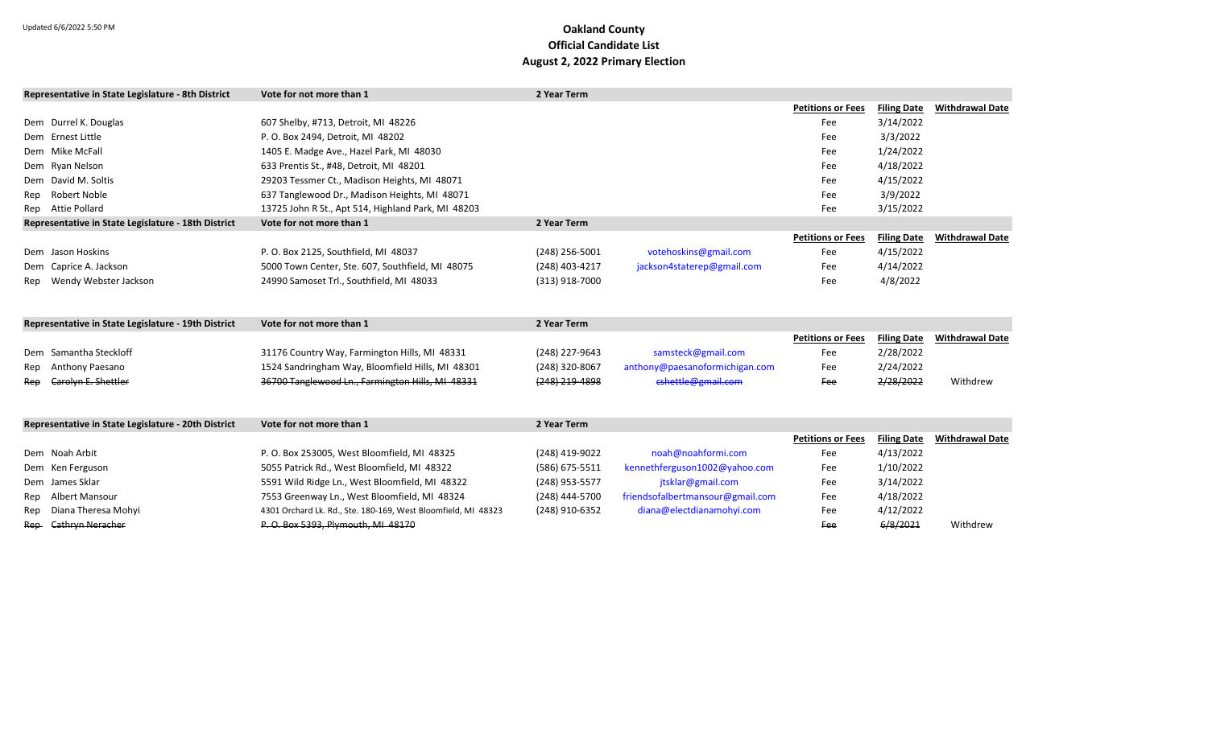Updated 6/6/2022 5:50 PM

# Oakland County
## Official Candidate List
## August 2, 2022 Primary Election

| Representative in State Legislature - 8th District | | Vote for not more than 1 | 2 Year Term | | | | |
|---|---|---|---|---|---|---|---|
| | | | | | Petitions or Fees | Filing Date | Withdrawal Date |
| Dem | Durrel K. Douglas | 607 Shelby, #713, Detroit, MI 48226 | | | Fee | 3/14/2022 | |
| Dem | Ernest Little | P. O. Box 2494, Detroit, MI 48202 | | | Fee | 3/3/2022 | |
| Dem | Mike McFall | 1405 E. Madge Ave., Hazel Park, MI 48030 | | | Fee | 1/24/2022 | |
| Dem | Ryan Nelson | 633 Prentis St., #48, Detroit, MI 48201 | | | Fee | 4/18/2022 | |
| Dem | David M. Soltis | 29203 Tessmer Ct., Madison Heights, MI 48071 | | | Fee | 4/15/2022 | |
| Rep | Robert Noble | 637 Tanglewood Dr., Madison Heights, MI 48071 | | | Fee | 3/9/2022 | |
| Rep | Attie Pollard | 13725 John R St., Apt 514, Highland Park, MI 48203 | | | Fee | 3/15/2022 | |

| Representative in State Legislature - 18th District | | Vote for not more than 1 | 2 Year Term | | | | |
|---|---|---|---|---|---|---|---|
| | | | | | Petitions or Fees | Filing Date | Withdrawal Date |
| Dem | Jason Hoskins | P. O. Box 2125, Southfield, MI 48037 | (248) 256-5001 | votehoskins@gmail.com | Fee | 4/15/2022 | |
| Dem | Caprice A. Jackson | 5000 Town Center, Ste. 607, Southfield, MI 48075 | (248) 403-4217 | jackson4staterep@gmail.com | Fee | 4/14/2022 | |
| Rep | Wendy Webster Jackson | 24990 Samoset Trl., Southfield, MI 48033 | (313) 918-7000 | | Fee | 4/8/2022 | |

| Representative in State Legislature - 19th District | | Vote for not more than 1 | 2 Year Term | | | | |
|---|---|---|---|---|---|---|---|
| | | | | | Petitions or Fees | Filing Date | Withdrawal Date |
| Dem | Samantha Steckloff | 31176 Country Way, Farmington Hills, MI 48331 | (248) 227-9643 | samsteck@gmail.com | Fee | 2/28/2022 | |
| Rep | Anthony Paesano | 1524 Sandringham Way, Bloomfield Hills, MI 48301 | (248) 320-8067 | anthony@paesanoformichigan.com | Fee | 2/24/2022 | |
| ~~Rep~~ | ~~Carolyn E. Shettler~~ | ~~36700 Tanglewood Ln., Farmington Hills, MI 48331~~ | ~~(248) 219-4898~~ | ~~cshettle@gmail.com~~ | ~~Fee~~ | ~~2/28/2022~~ | Withdrew |

| Representative in State Legislature - 20th District | | Vote for not more than 1 | 2 Year Term | | | | |
|---|---|---|---|---|---|---|---|
| | | | | | Petitions or Fees | Filing Date | Withdrawal Date |
| Dem | Noah Arbit | P. O. Box 253005, West Bloomfield, MI 48325 | (248) 419-9022 | noah@noahformi.com | Fee | 4/13/2022 | |
| Dem | Ken Ferguson | 5055 Patrick Rd., West Bloomfield, MI 48322 | (586) 675-5511 | kennethferguson1002@yahoo.com | Fee | 1/10/2022 | |
| Dem | James Sklar | 5591 Wild Ridge Ln., West Bloomfield, MI 48322 | (248) 953-5577 | jtsklar@gmail.com | Fee | 3/14/2022 | |
| Rep | Albert Mansour | 7553 Greenway Ln., West Bloomfield, MI 48324 | (248) 444-5700 | friendsofalbertmansour@gmail.com | Fee | 4/18/2022 | |
| Rep | Diana Theresa Mohyi | 4301 Orchard Lk. Rd., Ste. 180-169, West Bloomfield, MI 48323 | (248) 910-6352 | diana@electdianamohyi.com | Fee | 4/12/2022 | |
| ~~Rep~~ | ~~Cathryn Neracher~~ | ~~P. O. Box 5393, Plymouth, MI 48170~~ | | | ~~Fee~~ | ~~6/8/2021~~ | Withdrew |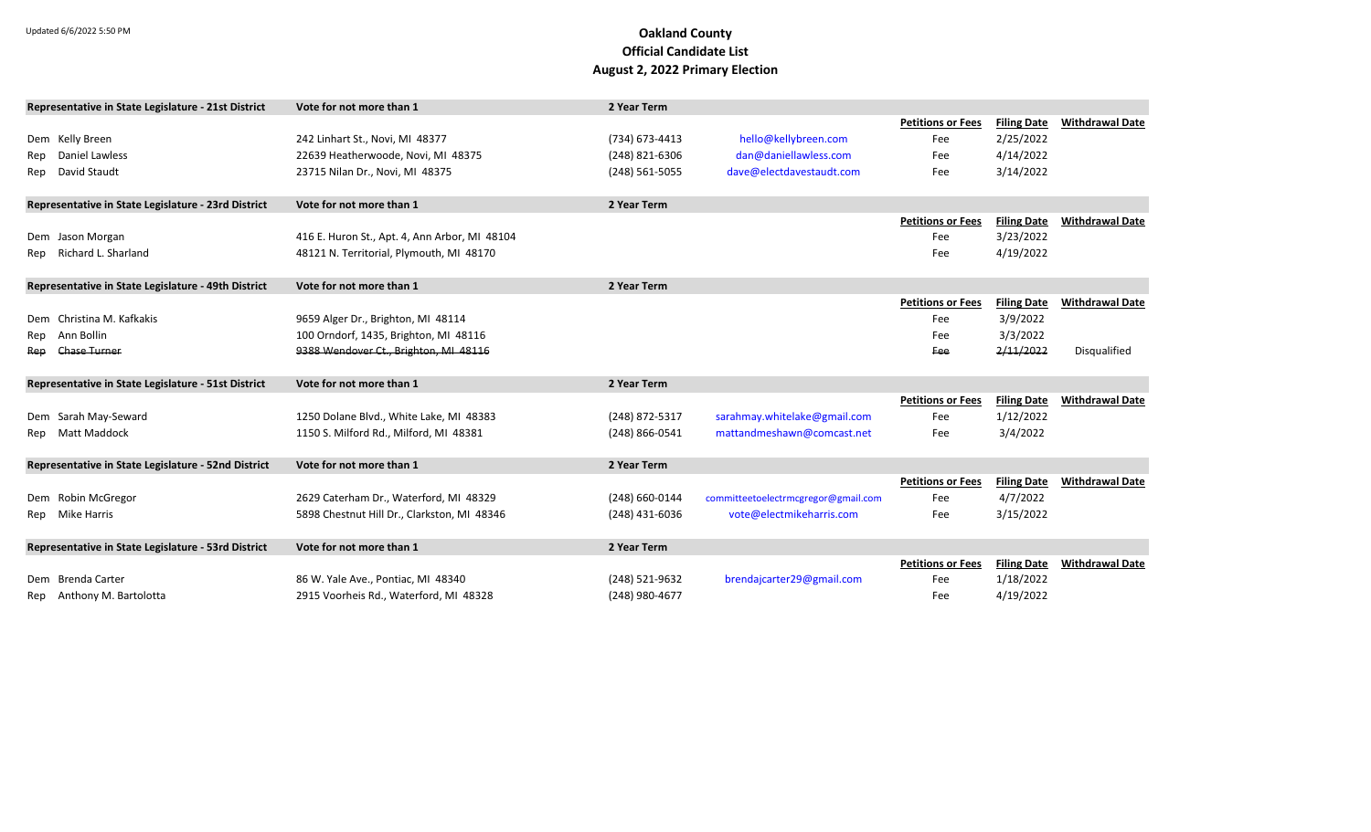Updated 6/6/2022 5:50 PM

# Oakland County
## Official Candidate List
## August 2, 2022 Primary Election

| Representative in State Legislature - 21st District | Vote for not more than 1 | 2 Year Term | | Petitions or Fees | Filing Date | Withdrawal Date |
|---|---|---|---|---|---|---|
| Dem Kelly Breen | 242 Linhart St., Novi, MI 48377 | (734) 673-4413 | hello@kellybreen.com | Fee | 2/25/2022 | |
| Rep Daniel Lawless | 22639 Heatherwoode, Novi, MI 48375 | (248) 821-6306 | dan@daniellawless.com | Fee | 4/14/2022 | |
| Rep David Staudt | 23715 Nilan Dr., Novi, MI 48375 | (248) 561-5055 | dave@electdavestaudt.com | Fee | 3/14/2022 | |

| Representative in State Legislature - 23rd District | Vote for not more than 1 | 2 Year Term | | Petitions or Fees | Filing Date | Withdrawal Date |
|---|---|---|---|---|---|---|
| Dem Jason Morgan | 416 E. Huron St., Apt. 4, Ann Arbor, MI 48104 | | | Fee | 3/23/2022 | |
| Rep Richard L. Sharland | 48121 N. Territorial, Plymouth, MI 48170 | | | Fee | 4/19/2022 | |

| Representative in State Legislature - 49th District | Vote for not more than 1 | 2 Year Term | | Petitions or Fees | Filing Date | Withdrawal Date |
|---|---|---|---|---|---|---|
| Dem Christina M. Kafkakis | 9659 Alger Dr., Brighton, MI 48114 | | | Fee | 3/9/2022 | |
| Rep Ann Bollin | 100 Orndorf, 1435, Brighton, MI 48116 | | | Fee | 3/3/2022 | |
| ~~Rep Chase Turner~~ | ~~9388 Wendover Ct., Brighton, MI 48116~~ | | | ~~Fee~~ | ~~2/11/2022~~ | Disqualified |

| Representative in State Legislature - 51st District | Vote for not more than 1 | 2 Year Term | | Petitions or Fees | Filing Date | Withdrawal Date |
|---|---|---|---|---|---|---|
| Dem Sarah May-Seward | 1250 Dolane Blvd., White Lake, MI 48383 | (248) 872-5317 | sarahmay.whitelake@gmail.com | Fee | 1/12/2022 | |
| Rep Matt Maddock | 1150 S. Milford Rd., Milford, MI 48381 | (248) 866-0541 | mattandmeshawn@comcast.net | Fee | 3/4/2022 | |

| Representative in State Legislature - 52nd District | Vote for not more than 1 | 2 Year Term | | Petitions or Fees | Filing Date | Withdrawal Date |
|---|---|---|---|---|---|---|
| Dem Robin McGregor | 2629 Caterham Dr., Waterford, MI 48329 | (248) 660-0144 | committeetoelectrmcgregor@gmail.com | Fee | 4/7/2022 | |
| Rep Mike Harris | 5898 Chestnut Hill Dr., Clarkston, MI 48346 | (248) 431-6036 | vote@electmikeharris.com | Fee | 3/15/2022 | |

| Representative in State Legislature - 53rd District | Vote for not more than 1 | 2 Year Term | | Petitions or Fees | Filing Date | Withdrawal Date |
|---|---|---|---|---|---|---|
| Dem Brenda Carter | 86 W. Yale Ave., Pontiac, MI 48340 | (248) 521-9632 | brendajcarter29@gmail.com | Fee | 1/18/2022 | |
| Rep Anthony M. Bartolotta | 2915 Voorheis Rd., Waterford, MI 48328 | (248) 980-4677 | | Fee | 4/19/2022 | |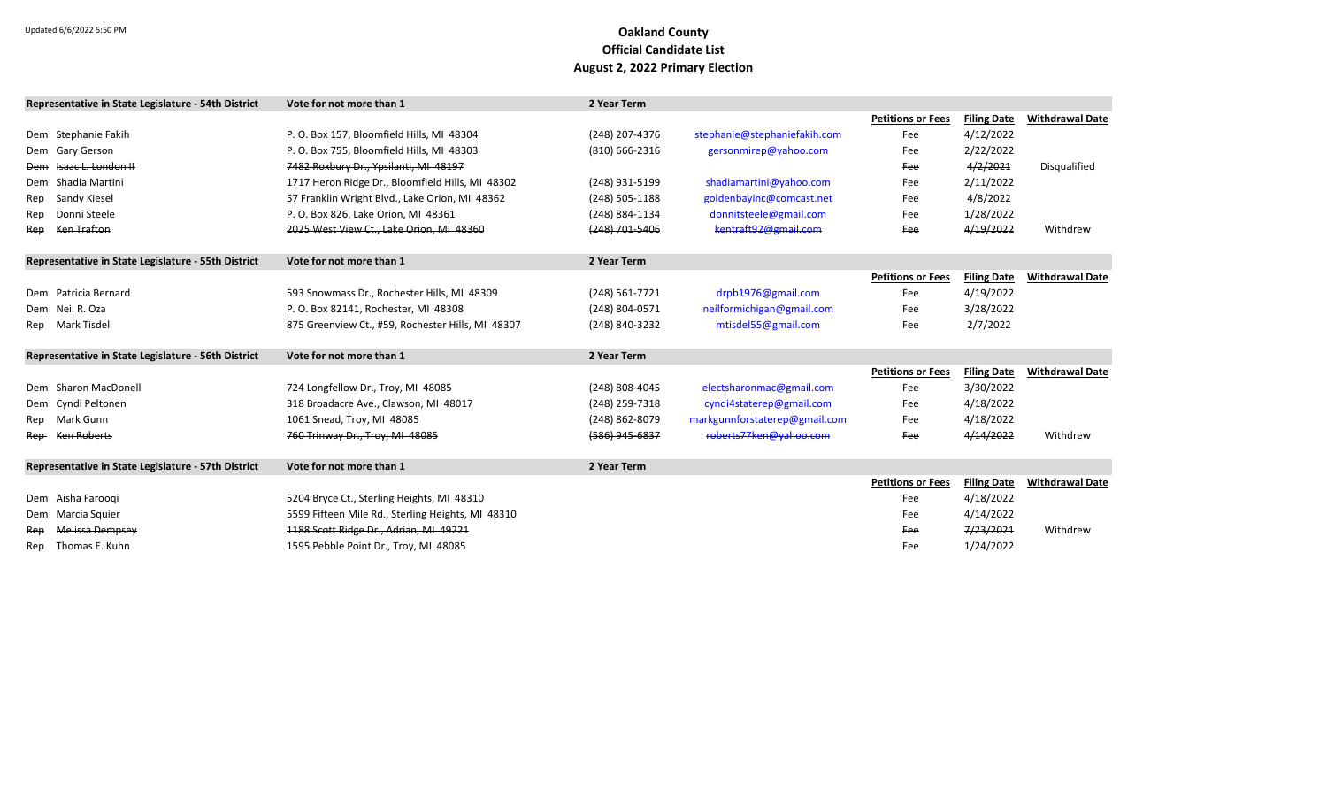Updated 6/6/2022 5:50 PM

# Oakland County
## Official Candidate List
## August 2, 2022 Primary Election

| Representative in State Legislature - 54th District | | Vote for not more than 1 | 2 Year Term | | | | |
|---|---|---|---|---|---|---|---|
| | | | | | **Petitions or Fees** | **Filing Date** | **Withdrawal Date** |
| Dem | Stephanie Fakih | P. O. Box 157, Bloomfield Hills, MI 48304 | (248) 207-4376 | stephanie@stephaniefakih.com | Fee | 4/12/2022 | |
| Dem | Gary Gerson | P. O. Box 755, Bloomfield Hills, MI 48303 | (810) 666-2316 | gersonmirep@yahoo.com | Fee | 2/22/2022 | |
| ~~Dem~~ | ~~Isaac L. London II~~ | ~~7482 Roxbury Dr., Ypsilanti, MI 48197~~ | | | ~~Fee~~ | ~~4/2/2021~~ | Disqualified |
| Dem | Shadia Martini | 1717 Heron Ridge Dr., Bloomfield Hills, MI 48302 | (248) 931-5199 | shadiamartini@yahoo.com | Fee | 2/11/2022 | |
| Rep | Sandy Kiesel | 57 Franklin Wright Blvd., Lake Orion, MI 48362 | (248) 505-1188 | goldenbayinc@comcast.net | Fee | 4/8/2022 | |
| Rep | Donni Steele | P. O. Box 826, Lake Orion, MI 48361 | (248) 884-1134 | donnitsteele@gmail.com | Fee | 1/28/2022 | |
| ~~Rep~~ | ~~Ken Trafton~~ | ~~2025 West View Ct., Lake Orion, MI 48360~~ | ~~(248) 701-5406~~ | ~~kentraft92@gmail.com~~ | ~~Fee~~ | ~~4/19/2022~~ | Withdrew |

| Representative in State Legislature - 55th District | | Vote for not more than 1 | 2 Year Term | | | | |
|---|---|---|---|---|---|---|---|
| | | | | | **Petitions or Fees** | **Filing Date** | **Withdrawal Date** |
| Dem | Patricia Bernard | 593 Snowmass Dr., Rochester Hills, MI 48309 | (248) 561-7721 | drpb1976@gmail.com | Fee | 4/19/2022 | |
| Dem | Neil R. Oza | P. O. Box 82141, Rochester, MI 48308 | (248) 804-0571 | neilformichigan@gmail.com | Fee | 3/28/2022 | |
| Rep | Mark Tisdel | 875 Greenview Ct., #59, Rochester Hills, MI 48307 | (248) 840-3232 | mtisdel55@gmail.com | Fee | 2/7/2022 | |

| Representative in State Legislature - 56th District | | Vote for not more than 1 | 2 Year Term | | | | |
|---|---|---|---|---|---|---|---|
| | | | | | **Petitions or Fees** | **Filing Date** | **Withdrawal Date** |
| Dem | Sharon MacDonell | 724 Longfellow Dr., Troy, MI 48085 | (248) 808-4045 | electsharonmac@gmail.com | Fee | 3/30/2022 | |
| Dem | Cyndi Peltonen | 318 Broadacre Ave., Clawson, MI 48017 | (248) 259-7318 | cyndi4staterep@gmail.com | Fee | 4/18/2022 | |
| Rep | Mark Gunn | 1061 Snead, Troy, MI 48085 | (248) 862-8079 | markgunnforstaterep@gmail.com | Fee | 4/18/2022 | |
| ~~Rep~~ | ~~Ken Roberts~~ | ~~760 Trinway Dr., Troy, MI 48085~~ | ~~(586) 945-6837~~ | ~~roberts77ken@yahoo.com~~ | ~~Fee~~ | ~~4/14/2022~~ | Withdrew |

| Representative in State Legislature - 57th District | | Vote for not more than 1 | 2 Year Term | | | | |
|---|---|---|---|---|---|---|---|
| | | | | | **Petitions or Fees** | **Filing Date** | **Withdrawal Date** |
| Dem | Aisha Farooqi | 5204 Bryce Ct., Sterling Heights, MI 48310 | | | Fee | 4/18/2022 | |
| Dem | Marcia Squier | 5599 Fifteen Mile Rd., Sterling Heights, MI 48310 | | | Fee | 4/14/2022 | |
| ~~Rep~~ | ~~Melissa Dempsey~~ | ~~1188 Scott Ridge Dr., Adrian, MI 49221~~ | | | ~~Fee~~ | ~~7/23/2021~~ | Withdrew |
| Rep | Thomas E. Kuhn | 1595 Pebble Point Dr., Troy, MI 48085 | | | Fee | 1/24/2022 | |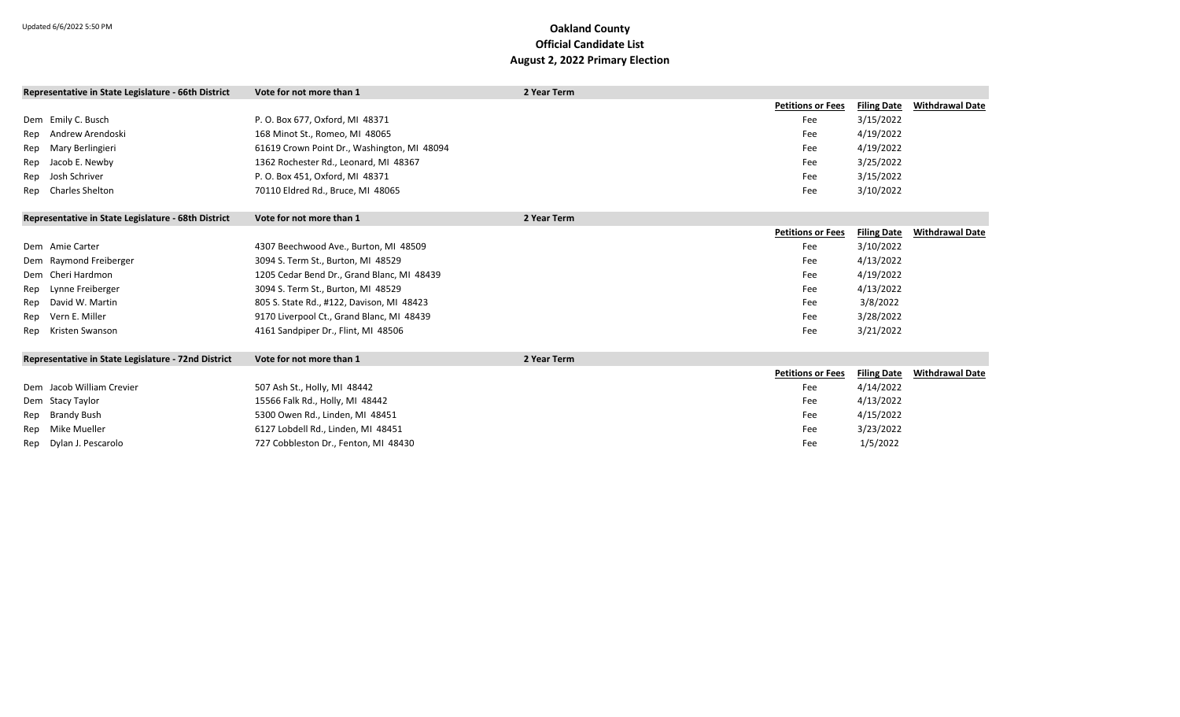Updated 6/6/2022 5:50 PM

# Oakland County
## Official Candidate List
## August 2, 2022 Primary Election

| Representative in State Legislature - 66th District | | Vote for not more than 1 | 2 Year Term | | | |
|---|---|---|---|---|---|---|
| | | | | **Petitions or Fees** | **Filing Date** | **Withdrawal Date** |
| Dem | Emily C. Busch | P. O. Box 677, Oxford, MI 48371 | | Fee | 3/15/2022 | |
| Rep | Andrew Arendoski | 168 Minot St., Romeo, MI 48065 | | Fee | 4/19/2022 | |
| Rep | Mary Berlingieri | 61619 Crown Point Dr., Washington, MI 48094 | | Fee | 4/19/2022 | |
| Rep | Jacob E. Newby | 1362 Rochester Rd., Leonard, MI 48367 | | Fee | 3/25/2022 | |
| Rep | Josh Schriver | P. O. Box 451, Oxford, MI 48371 | | Fee | 3/15/2022 | |
| Rep | Charles Shelton | 70110 Eldred Rd., Bruce, MI 48065 | | Fee | 3/10/2022 | |

| Representative in State Legislature - 68th District | | Vote for not more than 1 | 2 Year Term | | | |
|---|---|---|---|---|---|---|
| | | | | **Petitions or Fees** | **Filing Date** | **Withdrawal Date** |
| Dem | Amie Carter | 4307 Beechwood Ave., Burton, MI 48509 | | Fee | 3/10/2022 | |
| Dem | Raymond Freiberger | 3094 S. Term St., Burton, MI 48529 | | Fee | 4/13/2022 | |
| Dem | Cheri Hardmon | 1205 Cedar Bend Dr., Grand Blanc, MI 48439 | | Fee | 4/19/2022 | |
| Rep | Lynne Freiberger | 3094 S. Term St., Burton, MI 48529 | | Fee | 4/13/2022 | |
| Rep | David W. Martin | 805 S. State Rd., #122, Davison, MI 48423 | | Fee | 3/8/2022 | |
| Rep | Vern E. Miller | 9170 Liverpool Ct., Grand Blanc, MI 48439 | | Fee | 3/28/2022 | |
| Rep | Kristen Swanson | 4161 Sandpiper Dr., Flint, MI 48506 | | Fee | 3/21/2022 | |

| Representative in State Legislature - 72nd District | | Vote for not more than 1 | 2 Year Term | | | |
|---|---|---|---|---|---|---|
| | | | | **Petitions or Fees** | **Filing Date** | **Withdrawal Date** |
| Dem | Jacob William Crevier | 507 Ash St., Holly, MI 48442 | | Fee | 4/14/2022 | |
| Dem | Stacy Taylor | 15566 Falk Rd., Holly, MI 48442 | | Fee | 4/13/2022 | |
| Rep | Brandy Bush | 5300 Owen Rd., Linden, MI 48451 | | Fee | 4/15/2022 | |
| Rep | Mike Mueller | 6127 Lobdell Rd., Linden, MI 48451 | | Fee | 3/23/2022 | |
| Rep | Dylan J. Pescarolo | 727 Cobbleston Dr., Fenton, MI 48430 | | Fee | 1/5/2022 | |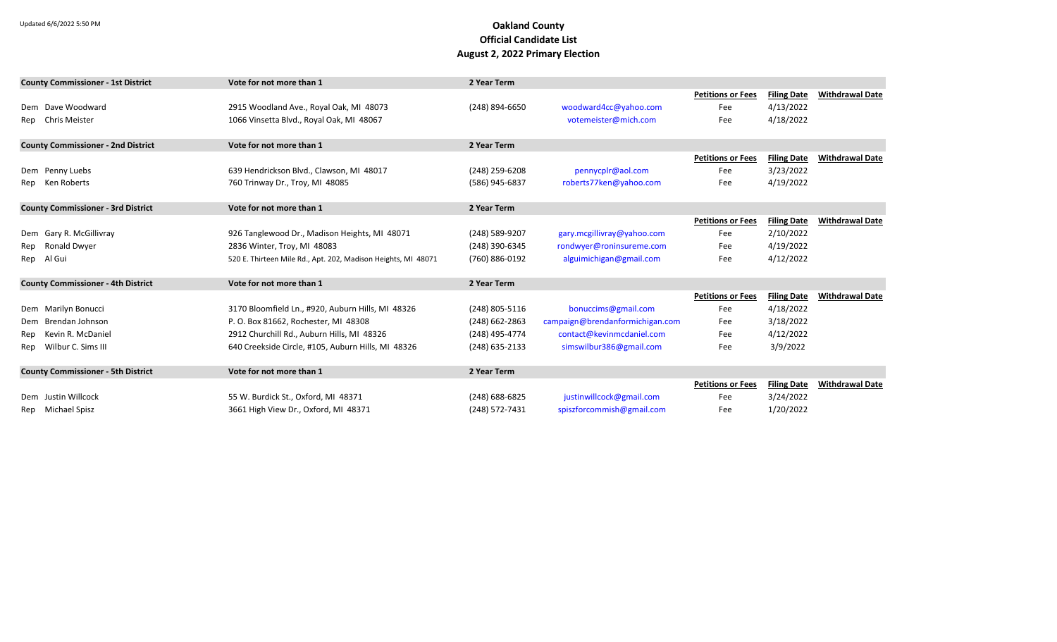Updated 6/6/2022 5:50 PM

# Oakland County
## Official Candidate List
## August 2, 2022 Primary Election

| County Commissioner - 1st District | Vote for not more than 1 | 2 Year Term | | | | |
|---|---|---|---|---|---|---|
| | | | | **Petitions or Fees** | **Filing Date** | **Withdrawal Date** |
| Dem Dave Woodward | 2915 Woodland Ave., Royal Oak, MI 48073 | (248) 894-6650 | woodward4cc@yahoo.com | Fee | 4/13/2022 | |
| Rep Chris Meister | 1066 Vinsetta Blvd., Royal Oak, MI 48067 | | votemeister@mich.com | Fee | 4/18/2022 | |

| County Commissioner - 2nd District | Vote for not more than 1 | 2 Year Term | | | | |
|---|---|---|---|---|---|---|
| | | | | **Petitions or Fees** | **Filing Date** | **Withdrawal Date** |
| Dem Penny Luebs | 639 Hendrickson Blvd., Clawson, MI 48017 | (248) 259-6208 | pennycplr@aol.com | Fee | 3/23/2022 | |
| Rep Ken Roberts | 760 Trinway Dr., Troy, MI 48085 | (586) 945-6837 | roberts77ken@yahoo.com | Fee | 4/19/2022 | |

| County Commissioner - 3rd District | Vote for not more than 1 | 2 Year Term | | | | |
|---|---|---|---|---|---|---|
| | | | | **Petitions or Fees** | **Filing Date** | **Withdrawal Date** |
| Dem Gary R. McGillivray | 926 Tanglewood Dr., Madison Heights, MI 48071 | (248) 589-9207 | gary.mcgillivray@yahoo.com | Fee | 2/10/2022 | |
| Rep Ronald Dwyer | 2836 Winter, Troy, MI 48083 | (248) 390-6345 | rondwyer@roninsureme.com | Fee | 4/19/2022 | |
| Rep Al Gui | 520 E. Thirteen Mile Rd., Apt. 202, Madison Heights, MI 48071 | (760) 886-0192 | alguimichigan@gmail.com | Fee | 4/12/2022 | |

| County Commissioner - 4th District | Vote for not more than 1 | 2 Year Term | | | | |
|---|---|---|---|---|---|---|
| | | | | **Petitions or Fees** | **Filing Date** | **Withdrawal Date** |
| Dem Marilyn Bonucci | 3170 Bloomfield Ln., #920, Auburn Hills, MI 48326 | (248) 805-5116 | bonuccims@gmail.com | Fee | 4/18/2022 | |
| Dem Brendan Johnson | P. O. Box 81662, Rochester, MI 48308 | (248) 662-2863 | campaign@brendanformichigan.com | Fee | 3/18/2022 | |
| Rep Kevin R. McDaniel | 2912 Churchill Rd., Auburn Hills, MI 48326 | (248) 495-4774 | contact@kevinmcdaniel.com | Fee | 4/12/2022 | |
| Rep Wilbur C. Sims III | 640 Creekside Circle, #105, Auburn Hills, MI 48326 | (248) 635-2133 | simswilbur386@gmail.com | Fee | 3/9/2022 | |

| County Commissioner - 5th District | Vote for not more than 1 | 2 Year Term | | | | |
|---|---|---|---|---|---|---|
| | | | | **Petitions or Fees** | **Filing Date** | **Withdrawal Date** |
| Dem Justin Willcock | 55 W. Burdick St., Oxford, MI 48371 | (248) 688-6825 | justinwillcock@gmail.com | Fee | 3/24/2022 | |
| Rep Michael Spisz | 3661 High View Dr., Oxford, MI 48371 | (248) 572-7431 | spiszforcommish@gmail.com | Fee | 1/20/2022 | |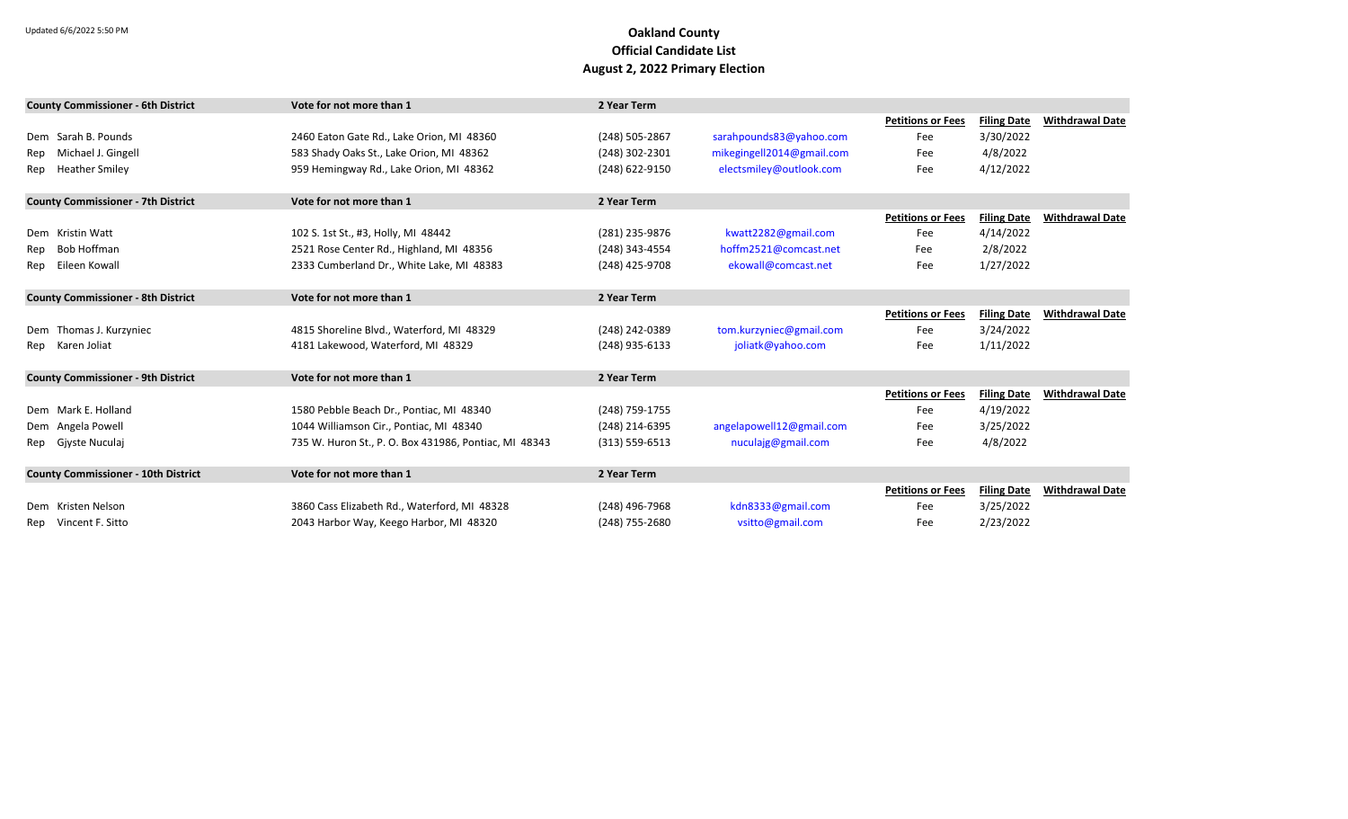Updated 6/6/2022 5:50 PM

# Oakland County
## Official Candidate List
## August 2, 2022 Primary Election

| County Commissioner - 6th District | Vote for not more than 1 | 2 Year Term | | | | |
|---|---|---|---|---|---|---|
| | | | | **Petitions or Fees** | **Filing Date** | **Withdrawal Date** |
| Dem Sarah B. Pounds | 2460 Eaton Gate Rd., Lake Orion, MI 48360 | (248) 505-2867 | sarahpounds83@yahoo.com | Fee | 3/30/2022 | |
| Rep Michael J. Gingell | 583 Shady Oaks St., Lake Orion, MI 48362 | (248) 302-2301 | mikegingell2014@gmail.com | Fee | 4/8/2022 | |
| Rep Heather Smiley | 959 Hemingway Rd., Lake Orion, MI 48362 | (248) 622-9150 | electsmiley@outlook.com | Fee | 4/12/2022 | |

| County Commissioner - 7th District | Vote for not more than 1 | 2 Year Term | | | | |
|---|---|---|---|---|---|---|
| | | | | **Petitions or Fees** | **Filing Date** | **Withdrawal Date** |
| Dem Kristin Watt | 102 S. 1st St., #3, Holly, MI 48442 | (281) 235-9876 | kwatt2282@gmail.com | Fee | 4/14/2022 | |
| Rep Bob Hoffman | 2521 Rose Center Rd., Highland, MI 48356 | (248) 343-4554 | hoffm2521@comcast.net | Fee | 2/8/2022 | |
| Rep Eileen Kowall | 2333 Cumberland Dr., White Lake, MI 48383 | (248) 425-9708 | ekowall@comcast.net | Fee | 1/27/2022 | |

| County Commissioner - 8th District | Vote for not more than 1 | 2 Year Term | | | | |
|---|---|---|---|---|---|---|
| | | | | **Petitions or Fees** | **Filing Date** | **Withdrawal Date** |
| Dem Thomas J. Kurzyniec | 4815 Shoreline Blvd., Waterford, MI 48329 | (248) 242-0389 | tom.kurzyniec@gmail.com | Fee | 3/24/2022 | |
| Rep Karen Joliat | 4181 Lakewood, Waterford, MI 48329 | (248) 935-6133 | joliatk@yahoo.com | Fee | 1/11/2022 | |

| County Commissioner - 9th District | Vote for not more than 1 | 2 Year Term | | | | |
|---|---|---|---|---|---|---|
| | | | | **Petitions or Fees** | **Filing Date** | **Withdrawal Date** |
| Dem Mark E. Holland | 1580 Pebble Beach Dr., Pontiac, MI 48340 | (248) 759-1755 | | Fee | 4/19/2022 | |
| Dem Angela Powell | 1044 Williamson Cir., Pontiac, MI 48340 | (248) 214-6395 | angelapowell12@gmail.com | Fee | 3/25/2022 | |
| Rep Gjyste Nuculaj | 735 W. Huron St., P. O. Box 431986, Pontiac, MI 48343 | (313) 559-6513 | nuculajg@gmail.com | Fee | 4/8/2022 | |

| County Commissioner - 10th District | Vote for not more than 1 | 2 Year Term | | | | |
|---|---|---|---|---|---|---|
| | | | | **Petitions or Fees** | **Filing Date** | **Withdrawal Date** |
| Dem Kristen Nelson | 3860 Cass Elizabeth Rd., Waterford, MI 48328 | (248) 496-7968 | kdn8333@gmail.com | Fee | 3/25/2022 | |
| Rep Vincent F. Sitto | 2043 Harbor Way, Keego Harbor, MI 48320 | (248) 755-2680 | vsitto@gmail.com | Fee | 2/23/2022 | |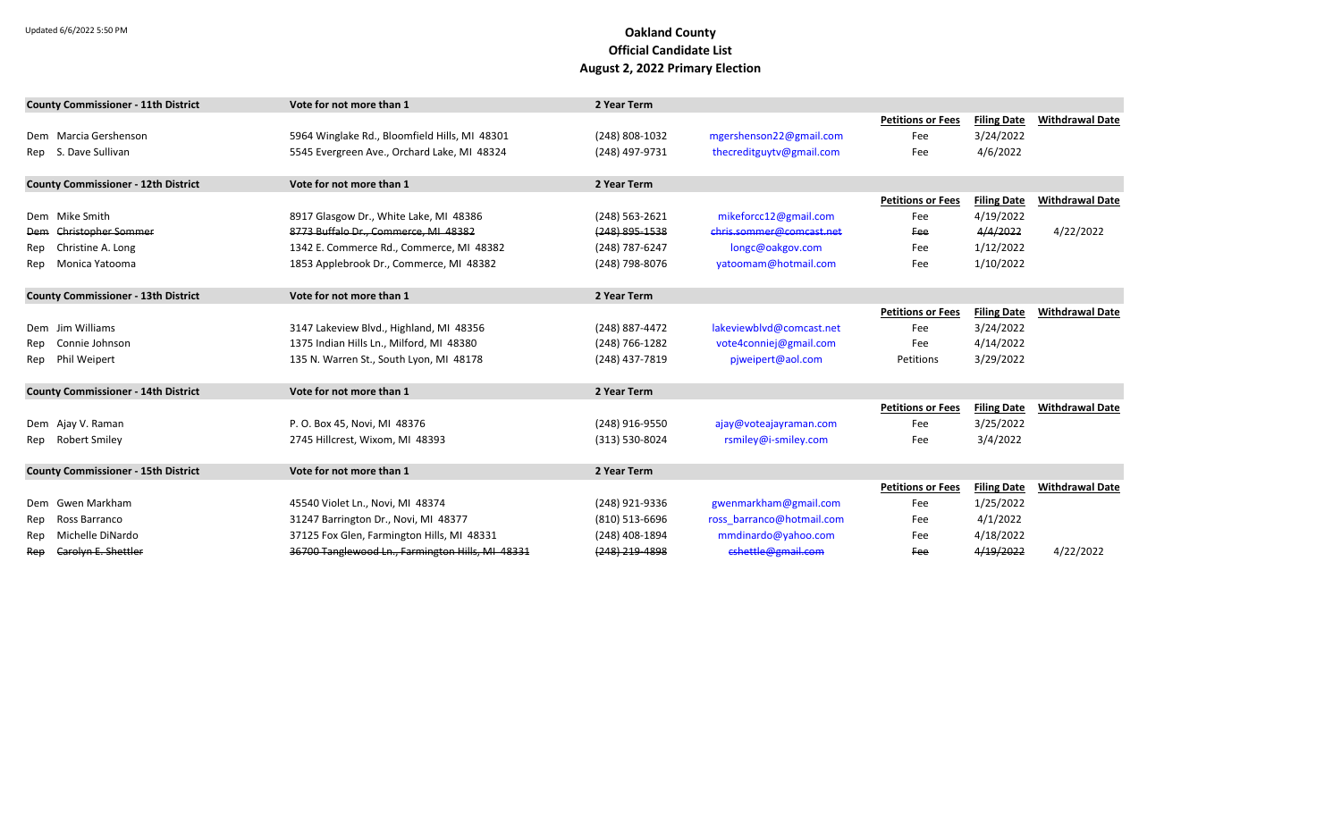Updated 6/6/2022 5:50 PM

# Oakland County
## Official Candidate List
## August 2, 2022 Primary Election

| **County Commissioner - 11th District** | **Vote for not more than 1** | **2 Year Term** | | | | |
|---|---|---|---|---|---|---|
| | | | | **Petitions or Fees** | **Filing Date** | **Withdrawal Date** |
| Dem Marcia Gershenson | 5964 Winglake Rd., Bloomfield Hills, MI 48301 | (248) 808-1032 | mgershenson22@gmail.com | Fee | 3/24/2022 | |
| Rep S. Dave Sullivan | 5545 Evergreen Ave., Orchard Lake, MI 48324 | (248) 497-9731 | thecreditguytv@gmail.com | Fee | 4/6/2022 | |

| **County Commissioner - 12th District** | **Vote for not more than 1** | **2 Year Term** | | | | |
|---|---|---|---|---|---|---|
| | | | | **Petitions or Fees** | **Filing Date** | **Withdrawal Date** |
| Dem Mike Smith | 8917 Glasgow Dr., White Lake, MI 48386 | (248) 563-2621 | mikeforcc12@gmail.com | Fee | 4/19/2022 | |
| ~~Dem Christopher Sommer~~ | ~~8773 Buffalo Dr., Commerce, MI 48382~~ | ~~(248) 895-1538~~ | ~~chris.sommer@comcast.net~~ | ~~Fee~~ | ~~4/4/2022~~ | 4/22/2022 |
| Rep Christine A. Long | 1342 E. Commerce Rd., Commerce, MI 48382 | (248) 787-6247 | longc@oakgov.com | Fee | 1/12/2022 | |
| Rep Monica Yatooma | 1853 Applebrook Dr., Commerce, MI 48382 | (248) 798-8076 | yatoomam@hotmail.com | Fee | 1/10/2022 | |

| **County Commissioner - 13th District** | **Vote for not more than 1** | **2 Year Term** | | | | |
|---|---|---|---|---|---|---|
| | | | | **Petitions or Fees** | **Filing Date** | **Withdrawal Date** |
| Dem Jim Williams | 3147 Lakeview Blvd., Highland, MI 48356 | (248) 887-4472 | lakeviewblvd@comcast.net | Fee | 3/24/2022 | |
| Rep Connie Johnson | 1375 Indian Hills Ln., Milford, MI 48380 | (248) 766-1282 | vote4conniej@gmail.com | Fee | 4/14/2022 | |
| Rep Phil Weipert | 135 N. Warren St., South Lyon, MI 48178 | (248) 437-7819 | pjweipert@aol.com | Petitions | 3/29/2022 | |

| **County Commissioner - 14th District** | **Vote for not more than 1** | **2 Year Term** | | | | |
|---|---|---|---|---|---|---|
| | | | | **Petitions or Fees** | **Filing Date** | **Withdrawal Date** |
| Dem Ajay V. Raman | P. O. Box 45, Novi, MI 48376 | (248) 916-9550 | ajay@voteajayraman.com | Fee | 3/25/2022 | |
| Rep Robert Smiley | 2745 Hillcrest, Wixom, MI 48393 | (313) 530-8024 | rsmiley@i-smiley.com | Fee | 3/4/2022 | |

| **County Commissioner - 15th District** | **Vote for not more than 1** | **2 Year Term** | | | | |
|---|---|---|---|---|---|---|
| | | | | **Petitions or Fees** | **Filing Date** | **Withdrawal Date** |
| Dem Gwen Markham | 45540 Violet Ln., Novi, MI 48374 | (248) 921-9336 | gwenmarkham@gmail.com | Fee | 1/25/2022 | |
| Rep Ross Barranco | 31247 Barrington Dr., Novi, MI 48377 | (810) 513-6696 | ross_barranco@hotmail.com | Fee | 4/1/2022 | |
| Rep Michelle DiNardo | 37125 Fox Glen, Farmington Hills, MI 48331 | (248) 408-1894 | mmdinardo@yahoo.com | Fee | 4/18/2022 | |
| ~~Rep Carolyn E. Shettler~~ | ~~36700 Tanglewood Ln., Farmington Hills, MI 48331~~ | ~~(248) 219-4898~~ | ~~cshettle@gmail.com~~ | ~~Fee~~ | ~~4/19/2022~~ | 4/22/2022 |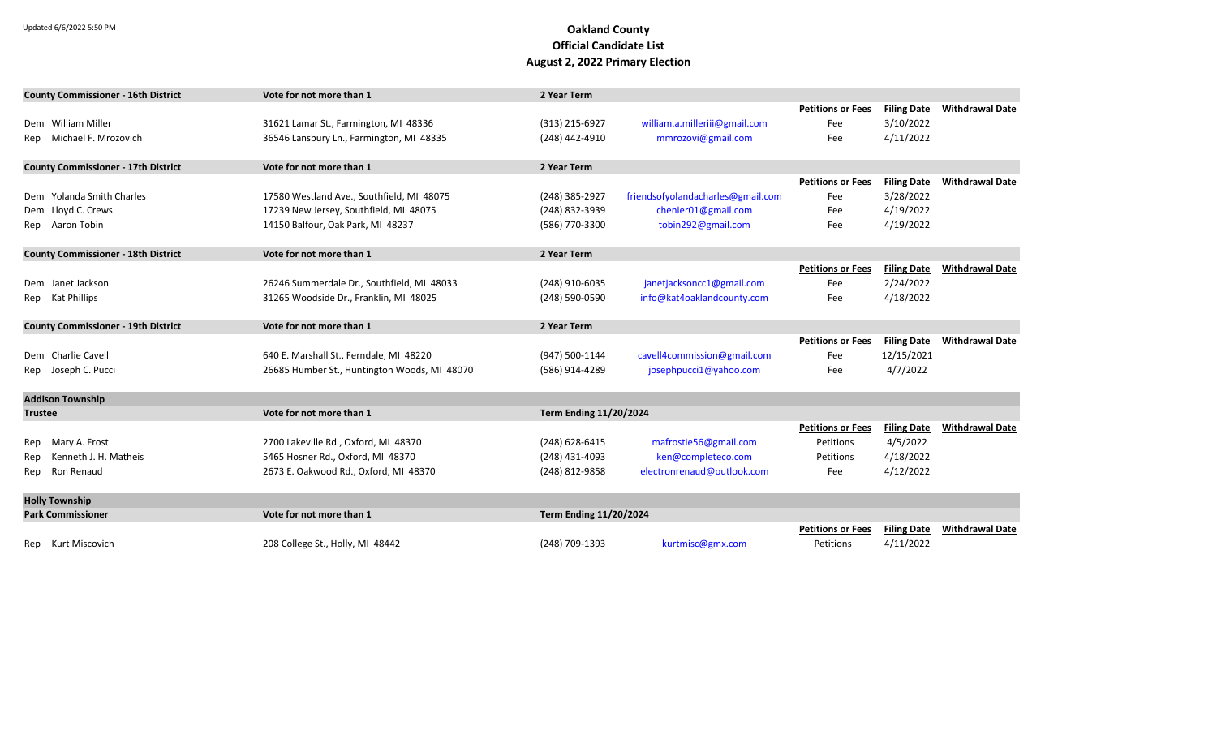Updated 6/6/2022 5:50 PM

# Oakland County
## Official Candidate List
## August 2, 2022 Primary Election

| County Commissioner - 16th District | Vote for not more than 1 | 2 Year Term | | Petitions or Fees | Filing Date | Withdrawal Date |
|---|---|---|---|---|---|---|
| Dem William Miller | 31621 Lamar St., Farmington, MI 48336 | (313) 215-6927 | william.a.milleriii@gmail.com | Fee | 3/10/2022 | |
| Rep Michael F. Mrozovich | 36546 Lansbury Ln., Farmington, MI 48335 | (248) 442-4910 | mmrozovi@gmail.com | Fee | 4/11/2022 | |

| County Commissioner - 17th District | Vote for not more than 1 | 2 Year Term | | Petitions or Fees | Filing Date | Withdrawal Date |
|---|---|---|---|---|---|---|
| Dem Yolanda Smith Charles | 17580 Westland Ave., Southfield, MI 48075 | (248) 385-2927 | friendsofyolandacharles@gmail.com | Fee | 3/28/2022 | |
| Dem Lloyd C. Crews | 17239 New Jersey, Southfield, MI 48075 | (248) 832-3939 | chenier01@gmail.com | Fee | 4/19/2022 | |
| Rep Aaron Tobin | 14150 Balfour, Oak Park, MI 48237 | (586) 770-3300 | tobin292@gmail.com | Fee | 4/19/2022 | |

| County Commissioner - 18th District | Vote for not more than 1 | 2 Year Term | | Petitions or Fees | Filing Date | Withdrawal Date |
|---|---|---|---|---|---|---|
| Dem Janet Jackson | 26246 Summerdale Dr., Southfield, MI 48033 | (248) 910-6035 | janetjacksoncc1@gmail.com | Fee | 2/24/2022 | |
| Rep Kat Phillips | 31265 Woodside Dr., Franklin, MI 48025 | (248) 590-0590 | info@kat4oaklandcounty.com | Fee | 4/18/2022 | |

| County Commissioner - 19th District | Vote for not more than 1 | 2 Year Term | | Petitions or Fees | Filing Date | Withdrawal Date |
|---|---|---|---|---|---|---|
| Dem Charlie Cavell | 640 E. Marshall St., Ferndale, MI 48220 | (947) 500-1144 | cavell4commission@gmail.com | Fee | 12/15/2021 | |
| Rep Joseph C. Pucci | 26685 Humber St., Huntington Woods, MI 48070 | (586) 914-4289 | josephpucci1@yahoo.com | Fee | 4/7/2022 | |

**Addison Township**

| Trustee | Vote for not more than 1 | Term Ending 11/20/2024 | | Petitions or Fees | Filing Date | Withdrawal Date |
|---|---|---|---|---|---|---|
| Rep Mary A. Frost | 2700 Lakeville Rd., Oxford, MI 48370 | (248) 628-6415 | mafrostie56@gmail.com | Petitions | 4/5/2022 | |
| Rep Kenneth J. H. Matheis | 5465 Hosner Rd., Oxford, MI 48370 | (248) 431-4093 | ken@completeco.com | Petitions | 4/18/2022 | |
| Rep Ron Renaud | 2673 E. Oakwood Rd., Oxford, MI 48370 | (248) 812-9858 | electronrenaud@outlook.com | Fee | 4/12/2022 | |

**Holly Township**

| Park Commissioner | Vote for not more than 1 | Term Ending 11/20/2024 | | Petitions or Fees | Filing Date | Withdrawal Date |
|---|---|---|---|---|---|---|
| Rep Kurt Miscovich | 208 College St., Holly, MI 48442 | (248) 709-1393 | kurtmisc@gmx.com | Petitions | 4/11/2022 | |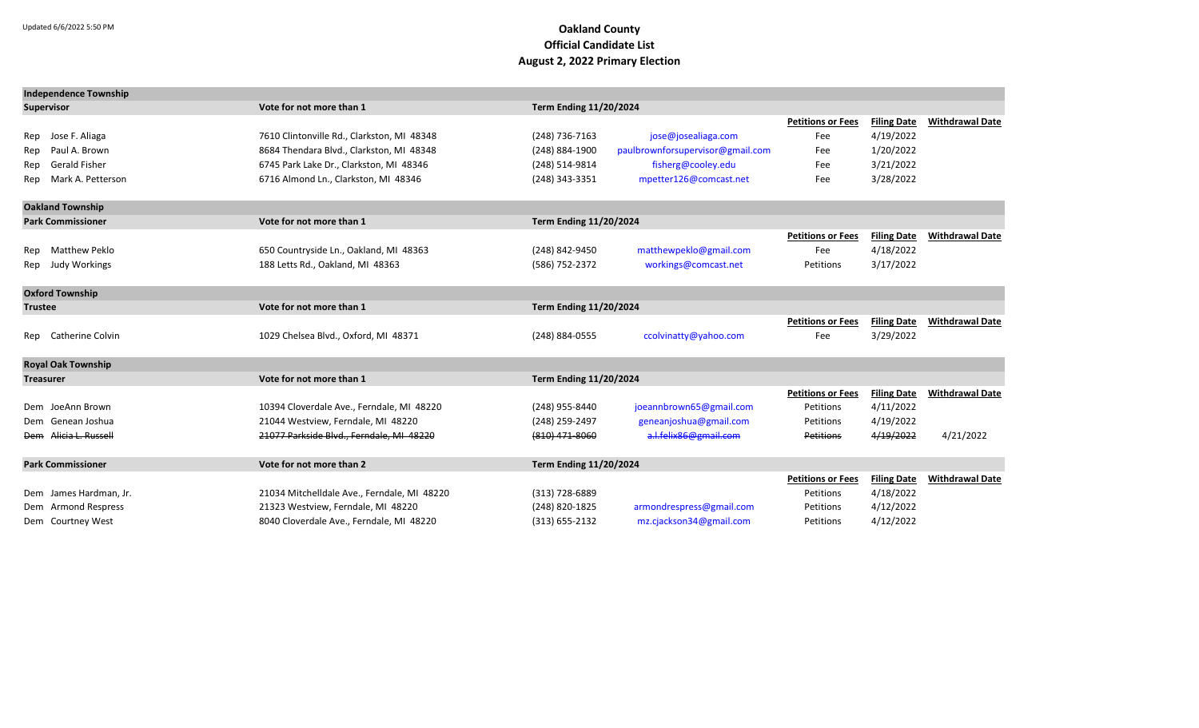Updated 6/6/2022 5:50 PM

# Oakland County
## Official Candidate List
## August 2, 2022 Primary Election

### Independence Township

| Supervisor | Vote for not more than 1 | Term Ending 11/20/2024 | | Petitions or Fees | Filing Date | Withdrawal Date |
|---|---|---|---|---|---|---|
| Rep Jose F. Aliaga | 7610 Clintonville Rd., Clarkston, MI 48348 | (248) 736-7163 | jose@josealiaga.com | Fee | 4/19/2022 | |
| Rep Paul A. Brown | 8684 Thendara Blvd., Clarkston, MI 48348 | (248) 884-1900 | paulbrownforsupervisor@gmail.com | Fee | 1/20/2022 | |
| Rep Gerald Fisher | 6745 Park Lake Dr., Clarkston, MI 48346 | (248) 514-9814 | fisherg@cooley.edu | Fee | 3/21/2022 | |
| Rep Mark A. Petterson | 6716 Almond Ln., Clarkston, MI 48346 | (248) 343-3351 | mpetter126@comcast.net | Fee | 3/28/2022 | |

### Oakland Township

| Park Commissioner | Vote for not more than 1 | Term Ending 11/20/2024 | | Petitions or Fees | Filing Date | Withdrawal Date |
|---|---|---|---|---|---|---|
| Rep Matthew Peklo | 650 Countryside Ln., Oakland, MI 48363 | (248) 842-9450 | matthewpeklo@gmail.com | Fee | 4/18/2022 | |
| Rep Judy Workings | 188 Letts Rd., Oakland, MI 48363 | (586) 752-2372 | workings@comcast.net | Petitions | 3/17/2022 | |

### Oxford Township

| Trustee | Vote for not more than 1 | Term Ending 11/20/2024 | | Petitions or Fees | Filing Date | Withdrawal Date |
|---|---|---|---|---|---|---|
| Rep Catherine Colvin | 1029 Chelsea Blvd., Oxford, MI 48371 | (248) 884-0555 | ccolvinatty@yahoo.com | Fee | 3/29/2022 | |

### Royal Oak Township

| Treasurer | Vote for not more than 1 | Term Ending 11/20/2024 | | Petitions or Fees | Filing Date | Withdrawal Date |
|---|---|---|---|---|---|---|
| Dem JoeAnn Brown | 10394 Cloverdale Ave., Ferndale, MI 48220 | (248) 955-8440 | joeannbrown65@gmail.com | Petitions | 4/11/2022 | |
| Dem Genean Joshua | 21044 Westview, Ferndale, MI 48220 | (248) 259-2497 | geneanjoshua@gmail.com | Petitions | 4/19/2022 | |
| ~~Dem Alicia L. Russell~~ | ~~21077 Parkside Blvd., Ferndale, MI 48220~~ | ~~(810) 471-8060~~ | ~~a.l.felix86@gmail.com~~ | ~~Petitions~~ | ~~4/19/2022~~ | 4/21/2022 |

| Park Commissioner | Vote for not more than 2 | Term Ending 11/20/2024 | | Petitions or Fees | Filing Date | Withdrawal Date |
|---|---|---|---|---|---|---|
| Dem James Hardman, Jr. | 21034 Mitchelldale Ave., Ferndale, MI 48220 | (313) 728-6889 | | Petitions | 4/18/2022 | |
| Dem Armond Respress | 21323 Westview, Ferndale, MI 48220 | (248) 820-1825 | armondrespress@gmail.com | Petitions | 4/12/2022 | |
| Dem Courtney West | 8040 Cloverdale Ave., Ferndale, MI 48220 | (313) 655-2132 | mz.cjackson34@gmail.com | Petitions | 4/12/2022 | |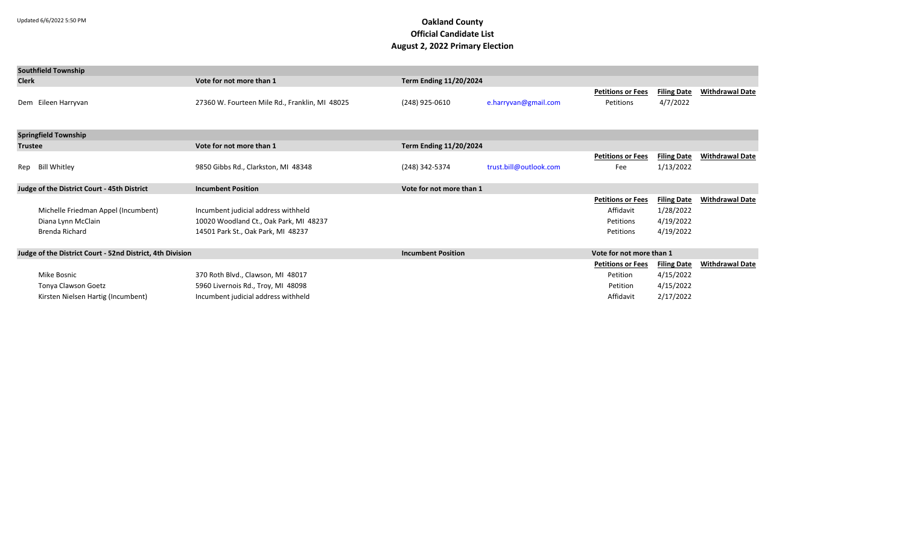Updated 6/6/2022 5:50 PM

# Oakland County
## Official Candidate List
## August 2, 2022 Primary Election

| | | | | | | |
|---|---|---|---|---|---|---|
| **Southfield Township** | | | | | | |
| **Clerk** | **Vote for not more than 1** | **Term Ending 11/20/2024** | | | | |
| | | | | **Petitions or Fees** | **Filing Date** | **Withdrawal Date** |
| Dem Eileen Harryvan | 27360 W. Fourteen Mile Rd., Franklin, MI 48025 | (248) 925-0610 | e.harryvan@gmail.com | Petitions | 4/7/2022 | |

| | | | | | | |
|---|---|---|---|---|---|---|
| **Springfield Township** | | | | | | |
| **Trustee** | **Vote for not more than 1** | **Term Ending 11/20/2024** | | | | |
| | | | | **Petitions or Fees** | **Filing Date** | **Withdrawal Date** |
| Rep Bill Whitley | 9850 Gibbs Rd., Clarkston, MI 48348 | (248) 342-5374 | trust.bill@outlook.com | Fee | 1/13/2022 | |

| | | | | | | |
|---|---|---|---|---|---|---|
| **Judge of the District Court - 45th District** | **Incumbent Position** | **Vote for not more than 1** | | | | |
| | | | | **Petitions or Fees** | **Filing Date** | **Withdrawal Date** |
| Michelle Friedman Appel (Incumbent) | Incumbent judicial address withheld | | | Affidavit | 1/28/2022 | |
| Diana Lynn McClain | 10020 Woodland Ct., Oak Park, MI 48237 | | | Petitions | 4/19/2022 | |
| Brenda Richard | 14501 Park St., Oak Park, MI 48237 | | | Petitions | 4/19/2022 | |

| | | | | | | |
|---|---|---|---|---|---|---|
| **Judge of the District Court - 52nd District, 4th Division** | | **Incumbent Position** | | **Vote for not more than 1** | | |
| | | | | **Petitions or Fees** | **Filing Date** | **Withdrawal Date** |
| Mike Bosnic | 370 Roth Blvd., Clawson, MI 48017 | | | Petition | 4/15/2022 | |
| Tonya Clawson Goetz | 5960 Livernois Rd., Troy, MI 48098 | | | Petition | 4/15/2022 | |
| Kirsten Nielsen Hartig (Incumbent) | Incumbent judicial address withheld | | | Affidavit | 2/17/2022 | |